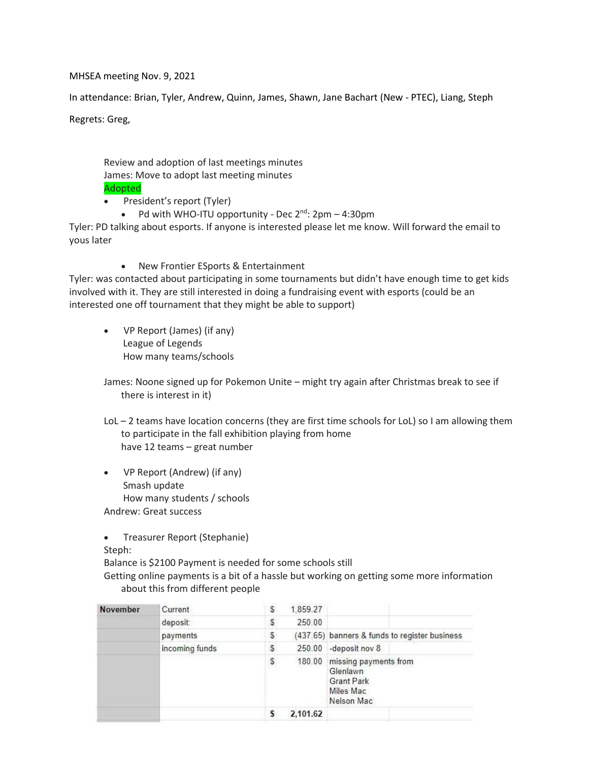MHSEA meeting Nov. 9, 2021

In attendance: Brian, Tyler, Andrew, Quinn, James, Shawn, Jane Bachart (New - PTEC), Liang, Steph

Regrets: Greg,

Review and adoption of last meetings minutes
James: Move to adopt last meeting minutes
Adopted

- President's report (Tyler)
  - Pd with WHO-ITU opportunity - Dec 2nd: 2pm – 4:30pm

Tyler: PD talking about esports. If anyone is interested please let me know. Will forward the email to yous later

- New Frontier ESports & Entertainment

Tyler: was contacted about participating in some tournaments but didn't have enough time to get kids involved with it. They are still interested in doing a fundraising event with esports (could be an interested one off tournament that they might be able to support)

- VP Report (James) (if any)
  League of Legends
  How many teams/schools

James: Noone signed up for Pokemon Unite – might try again after Christmas break to see if there is interest in it)

LoL – 2 teams have location concerns (they are first time schools for LoL) so I am allowing them to participate in the fall exhibition playing from home
have 12 teams – great number

- VP Report (Andrew) (if any)
  Smash update
  How many students / schools

Andrew: Great success

- Treasurer Report (Stephanie)

Steph:
Balance is $2100 Payment is needed for some schools still
Getting online payments is a bit of a hassle but working on getting some more information about this from different people

| November | Current | $ | 1,859.27 | |
|---|---|---|---|---|
| | deposit | $ | 250.00 | |
| | payments | $ | (437.65) | banners & funds to register business |
| | incoming funds | $ | 250.00 | -deposit nov 8 |
| | | $ | 180.00 | missing payments from Glenlawn Grant Park Miles Mac Nelson Mac |
| | | **$** | **2,101.62** | |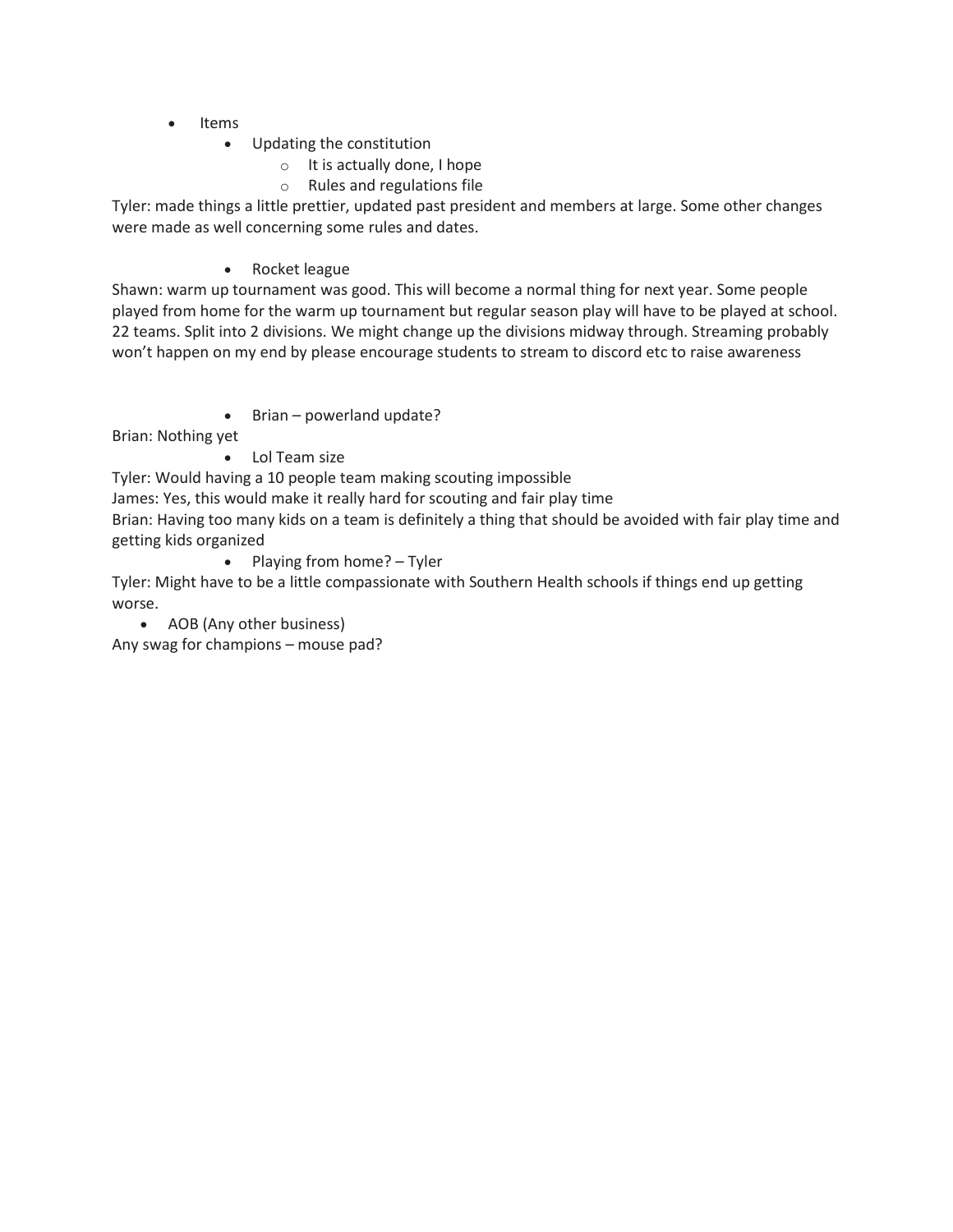- Items
  - Updating the constitution
    - It is actually done, I hope
    - Rules and regulations file

Tyler: made things a little prettier, updated past president and members at large. Some other changes were made as well concerning some rules and dates.

  - Rocket league

Shawn: warm up tournament was good. This will become a normal thing for next year. Some people played from home for the warm up tournament but regular season play will have to be played at school. 22 teams. Split into 2 divisions. We might change up the divisions midway through. Streaming probably won't happen on my end by please encourage students to stream to discord etc to raise awareness

  - Brian – powerland update?

Brian: Nothing yet

  - Lol Team size

Tyler: Would having a 10 people team making scouting impossible
James: Yes, this would make it really hard for scouting and fair play time
Brian: Having too many kids on a team is definitely a thing that should be avoided with fair play time and getting kids organized

  - Playing from home? – Tyler

Tyler: Might have to be a little compassionate with Southern Health schools if things end up getting worse.

- AOB (Any other business)

Any swag for champions – mouse pad?